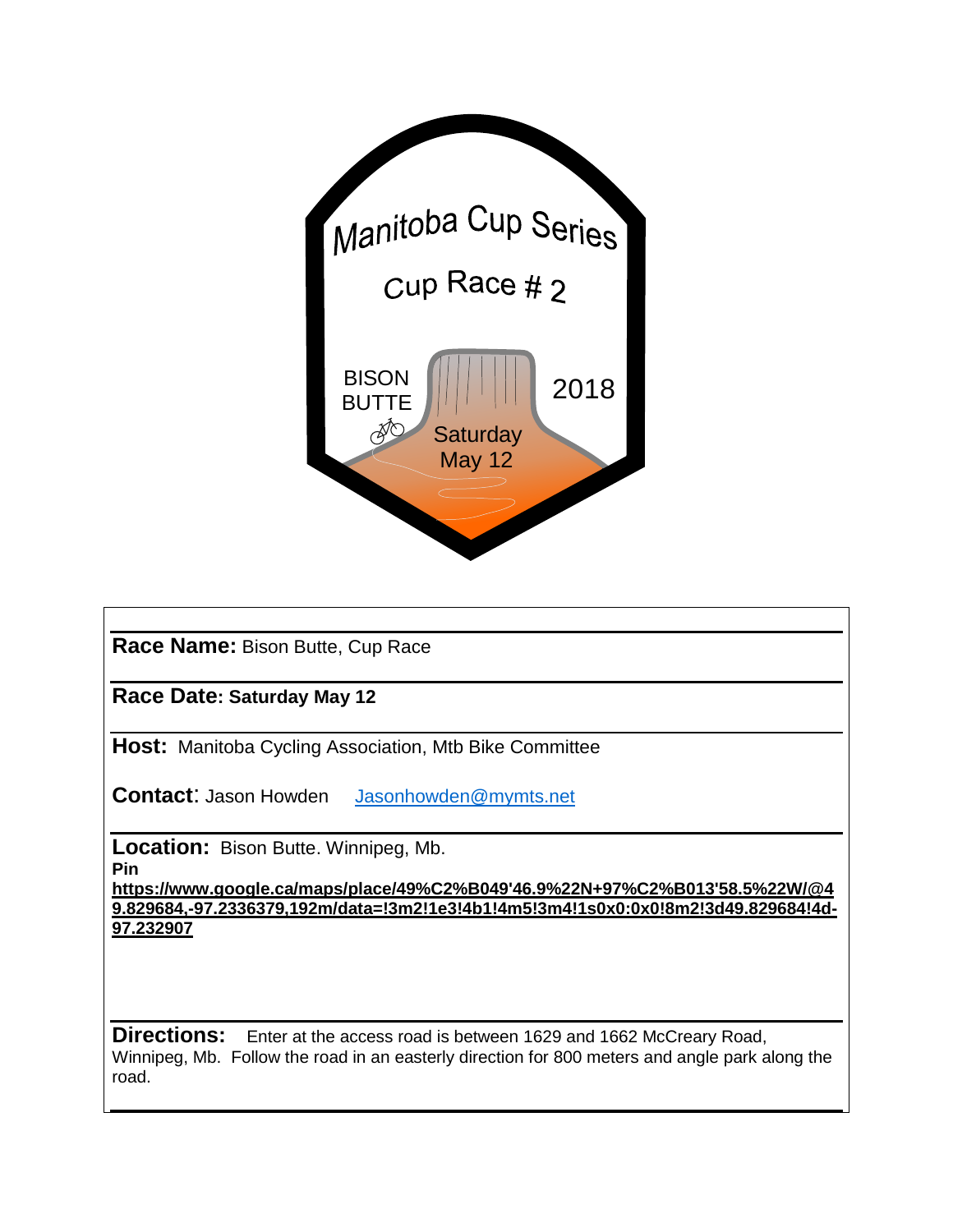Manitoba Cup Series

Cup Race # 2

BISON BUTTE

2018

Saturday May 12

**Race Name:** Bison Butte, Cup Race

**Race Date: Saturday May 12**

**Host:** Manitoba Cycling Association, Mtb Bike Committee

**Contact**: Jason Howden Jasonhowden@mymts.net

**Location:** Bison Butte. Winnipeg, Mb.

**Pin**

**https://www.google.ca/maps/place/49%C2%B049'46.9%22N+97%C2%B013'58.5%22W/@49.829684,-97.2336379,192m/data=!3m2!1e3!4b1!4m5!3m4!1s0x0:0x0!8m2!3d49.829684!4d-97.232907**

**Directions:** Enter at the access road is between 1629 and 1662 McCreary Road, Winnipeg, Mb. Follow the road in an easterly direction for 800 meters and angle park along the road.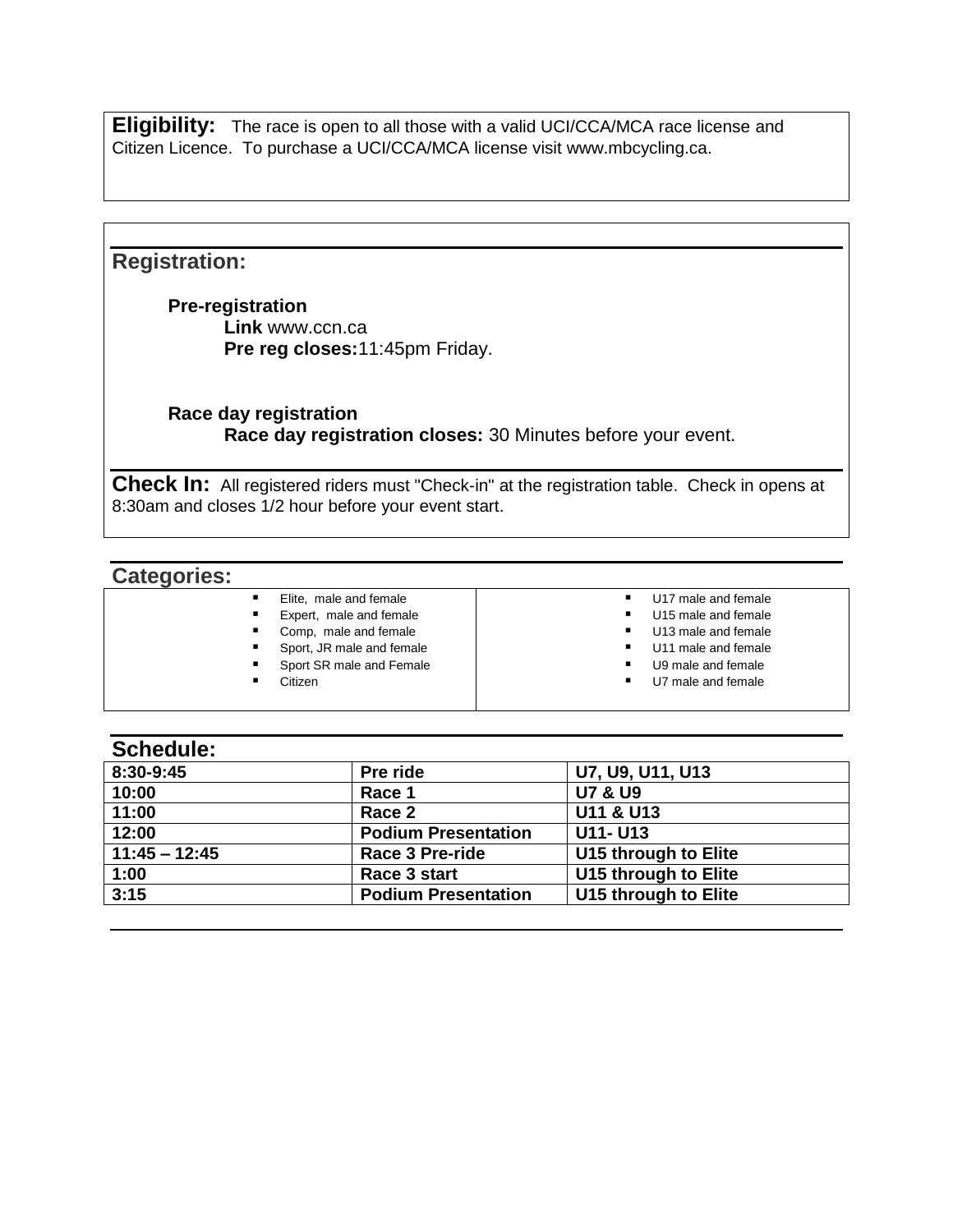**Eligibility:** The race is open to all those with a valid UCI/CCA/MCA race license and Citizen Licence. To purchase a UCI/CCA/MCA license visit www.mbcycling.ca.

## Registration:

**Pre-registration**

**Link** www.ccn.ca

**Pre reg closes:**11:45pm Friday.

**Race day registration**

**Race day registration closes:** 30 Minutes before your event.

**Check In:** All registered riders must "Check-in" at the registration table. Check in opens at 8:30am and closes 1/2 hour before your event start.

## Categories:

- Elite, male and female
- Expert, male and female
- Comp, male and female
- Sport, JR male and female
- Sport SR male and Female
- Citizen
- U17 male and female
- U15 male and female
- U13 male and female
- U11 male and female
- U9 male and female
- U7 male and female

## Schedule:

| | | |
|---|---|---|
| **8:30-9:45** | **Pre ride** | **U7, U9, U11, U13** |
| **10:00** | **Race 1** | **U7 & U9** |
| **11:00** | **Race 2** | **U11 & U13** |
| **12:00** | **Podium Presentation** | **U11- U13** |
| **11:45 – 12:45** | **Race 3 Pre-ride** | **U15 through to Elite** |
| **1:00** | **Race 3 start** | **U15 through to Elite** |
| **3:15** | **Podium Presentation** | **U15 through to Elite** |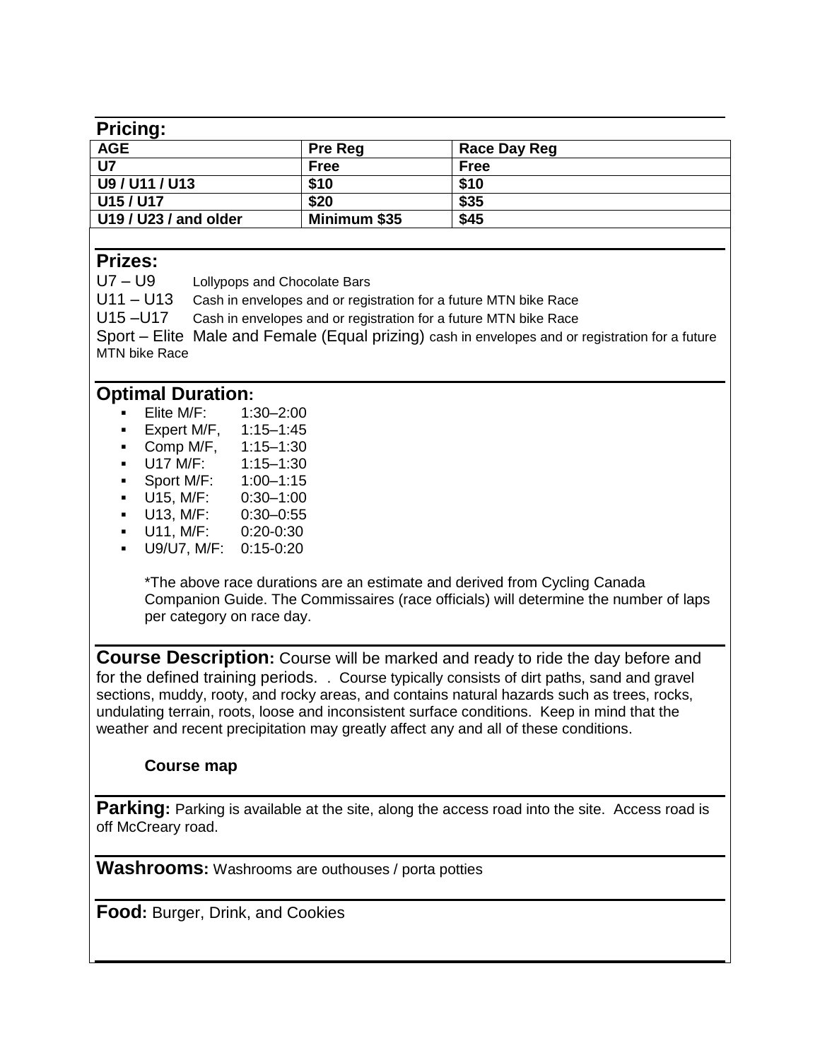## Pricing:

| AGE | Pre Reg | Race Day Reg |
|---|---|---|
| U7 | Free | Free |
| U9 / U11 / U13 | $10 | $10 |
| U15 / U17 | $20 | $35 |
| U19 / U23 / and older | Minimum $35 | $45 |

## Prizes:

U7 – U9 Lollypops and Chocolate Bars
U11 – U13 Cash in envelopes and or registration for a future MTN bike Race
U15 –U17 Cash in envelopes and or registration for a future MTN bike Race
Sport – Elite Male and Female (Equal prizing) cash in envelopes and or registration for a future MTN bike Race

## Optimal Duration:

- Elite M/F: 1:30–2:00
- Expert M/F, 1:15–1:45
- Comp M/F, 1:15–1:30
- U17 M/F: 1:15–1:30
- Sport M/F: 1:00–1:15
- U15, M/F: 0:30–1:00
- U13, M/F: 0:30–0:55
- U11, M/F: 0:20-0:30
- U9/U7, M/F: 0:15-0:20

*The above race durations are an estimate and derived from Cycling Canada Companion Guide. The Commissaires (race officials) will determine the number of laps per category on race day.

**Course Description:** Course will be marked and ready to ride the day before and for the defined training periods. . Course typically consists of dirt paths, sand and gravel sections, muddy, rooty, and rocky areas, and contains natural hazards such as trees, rocks, undulating terrain, roots, loose and inconsistent surface conditions. Keep in mind that the weather and recent precipitation may greatly affect any and all of these conditions.

**Course map**

**Parking:** Parking is available at the site, along the access road into the site. Access road is off McCreary road.

**Washrooms:** Washrooms are outhouses / porta potties

**Food:** Burger, Drink, and Cookies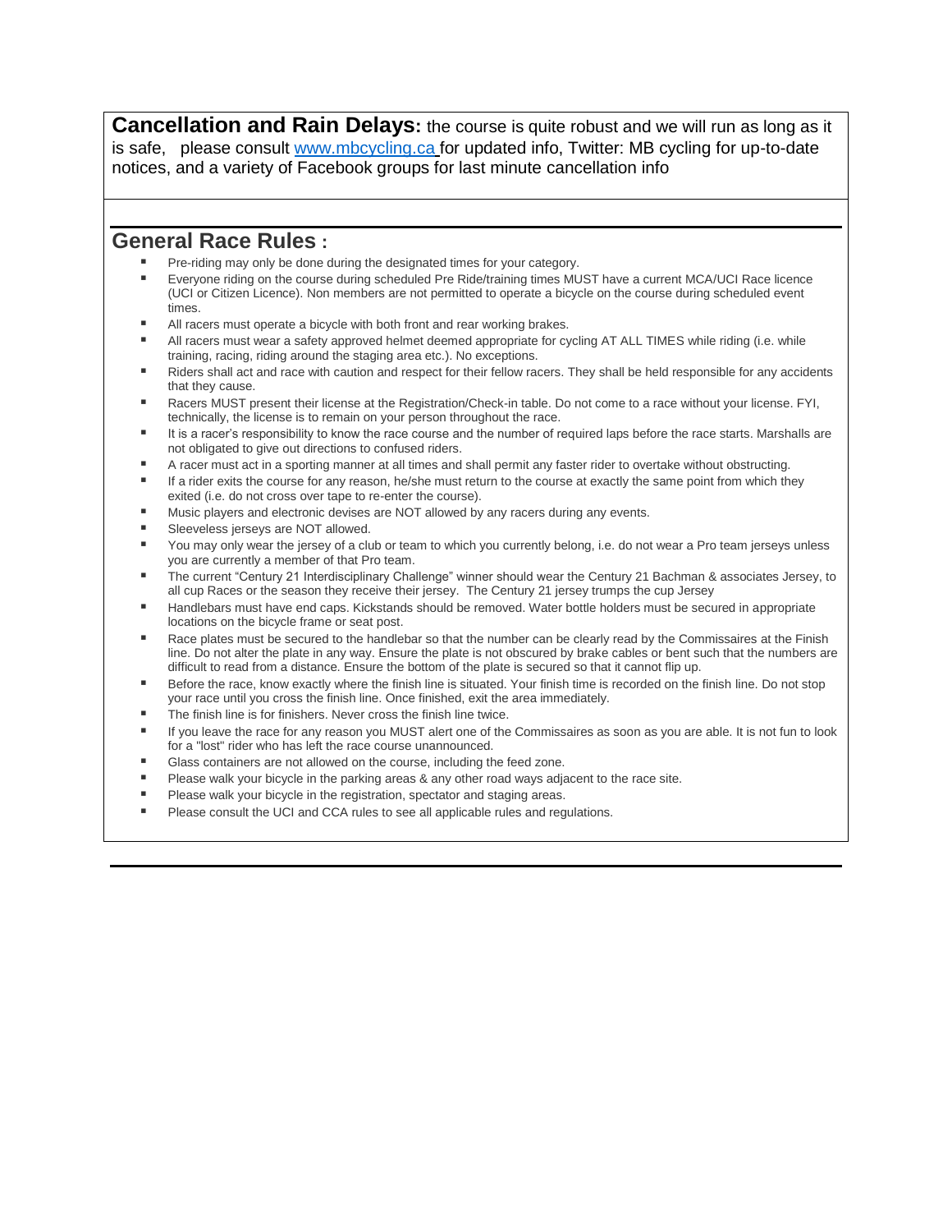**Cancellation and Rain Delays:** the course is quite robust and we will run as long as it is safe, please consult [www.mbcycling.ca](http://www.mbcycling.ca) for updated info, Twitter: MB cycling for up-to-date notices, and a variety of Facebook groups for last minute cancellation info

## General Race Rules :

- Pre-riding may only be done during the designated times for your category.
- Everyone riding on the course during scheduled Pre Ride/training times MUST have a current MCA/UCI Race licence (UCI or Citizen Licence). Non members are not permitted to operate a bicycle on the course during scheduled event times.
- All racers must operate a bicycle with both front and rear working brakes.
- All racers must wear a safety approved helmet deemed appropriate for cycling AT ALL TIMES while riding (i.e. while training, racing, riding around the staging area etc.). No exceptions.
- Riders shall act and race with caution and respect for their fellow racers. They shall be held responsible for any accidents that they cause.
- Racers MUST present their license at the Registration/Check-in table. Do not come to a race without your license. FYI, technically, the license is to remain on your person throughout the race.
- It is a racer's responsibility to know the race course and the number of required laps before the race starts. Marshalls are not obligated to give out directions to confused riders.
- A racer must act in a sporting manner at all times and shall permit any faster rider to overtake without obstructing.
- If a rider exits the course for any reason, he/she must return to the course at exactly the same point from which they exited (i.e. do not cross over tape to re-enter the course).
- Music players and electronic devises are NOT allowed by any racers during any events.
- Sleeveless jerseys are NOT allowed.
- You may only wear the jersey of a club or team to which you currently belong, i.e. do not wear a Pro team jerseys unless you are currently a member of that Pro team.
- The current "Century 21 Interdisciplinary Challenge" winner should wear the Century 21 Bachman & associates Jersey, to all cup Races or the season they receive their jersey. The Century 21 jersey trumps the cup Jersey
- Handlebars must have end caps. Kickstands should be removed. Water bottle holders must be secured in appropriate locations on the bicycle frame or seat post.
- Race plates must be secured to the handlebar so that the number can be clearly read by the Commissaires at the Finish line. Do not alter the plate in any way. Ensure the plate is not obscured by brake cables or bent such that the numbers are difficult to read from a distance. Ensure the bottom of the plate is secured so that it cannot flip up.
- Before the race, know exactly where the finish line is situated. Your finish time is recorded on the finish line. Do not stop your race until you cross the finish line. Once finished, exit the area immediately.
- The finish line is for finishers. Never cross the finish line twice.
- If you leave the race for any reason you MUST alert one of the Commissaires as soon as you are able. It is not fun to look for a "lost" rider who has left the race course unannounced.
- Glass containers are not allowed on the course, including the feed zone.
- Please walk your bicycle in the parking areas & any other road ways adjacent to the race site.
- Please walk your bicycle in the registration, spectator and staging areas.
- Please consult the UCI and CCA rules to see all applicable rules and regulations.